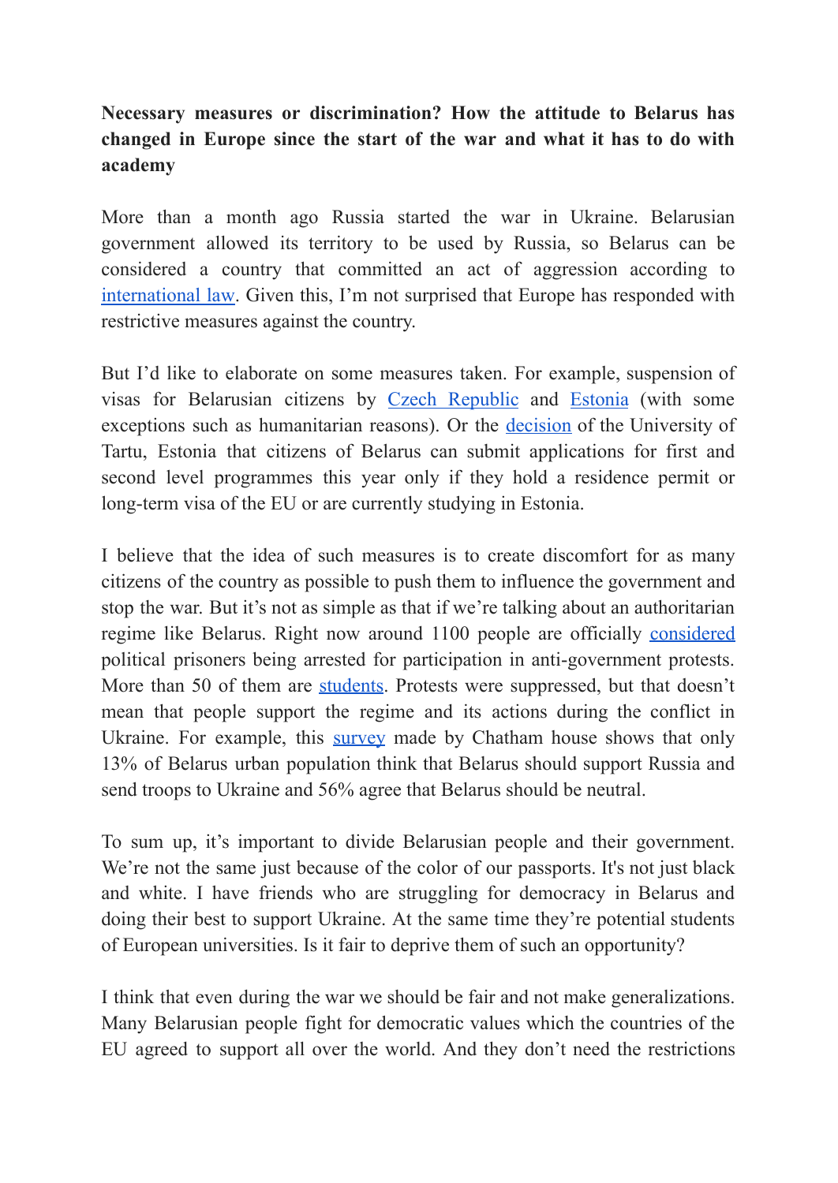**Necessary measures or discrimination? How the attitude to Belarus has changed in Europe since the start of the war and what it has to do with academy**

More than a month ago Russia started the war in Ukraine. Belarusian government allowed its territory to be used by Russia, so Belarus can be considered a country that committed an act of aggression according to international law. Given this, I'm not surprised that Europe has responded with restrictive measures against the country.

But I'd like to elaborate on some measures taken. For example, suspension of visas for Belarusian citizens by Czech Republic and Estonia (with some exceptions such as humanitarian reasons). Or the decision of the University of Tartu, Estonia that citizens of Belarus can submit applications for first and second level programmes this year only if they hold a residence permit or long-term visa of the EU or are currently studying in Estonia.

I believe that the idea of such measures is to create discomfort for as many citizens of the country as possible to push them to influence the government and stop the war. But it's not as simple as that if we're talking about an authoritarian regime like Belarus. Right now around 1100 people are officially considered political prisoners being arrested for participation in anti-government protests. More than 50 of them are students. Protests were suppressed, but that doesn't mean that people support the regime and its actions during the conflict in Ukraine. For example, this survey made by Chatham house shows that only 13% of Belarus urban population think that Belarus should support Russia and send troops to Ukraine and 56% agree that Belarus should be neutral.

To sum up, it's important to divide Belarusian people and their government. We're not the same just because of the color of our passports. It's not just black and white. I have friends who are struggling for democracy in Belarus and doing their best to support Ukraine. At the same time they're potential students of European universities. Is it fair to deprive them of such an opportunity?

I think that even during the war we should be fair and not make generalizations. Many Belarusian people fight for democratic values which the countries of the EU agreed to support all over the world. And they don't need the restrictions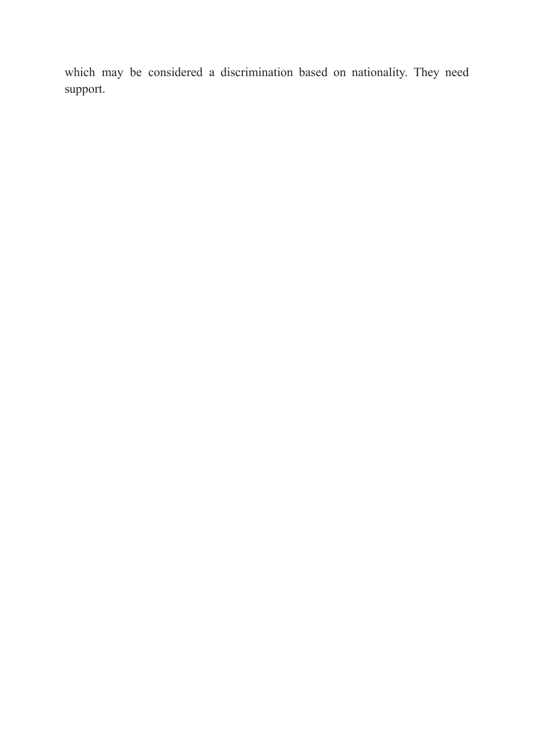which may be considered a discrimination based on nationality. They need support.